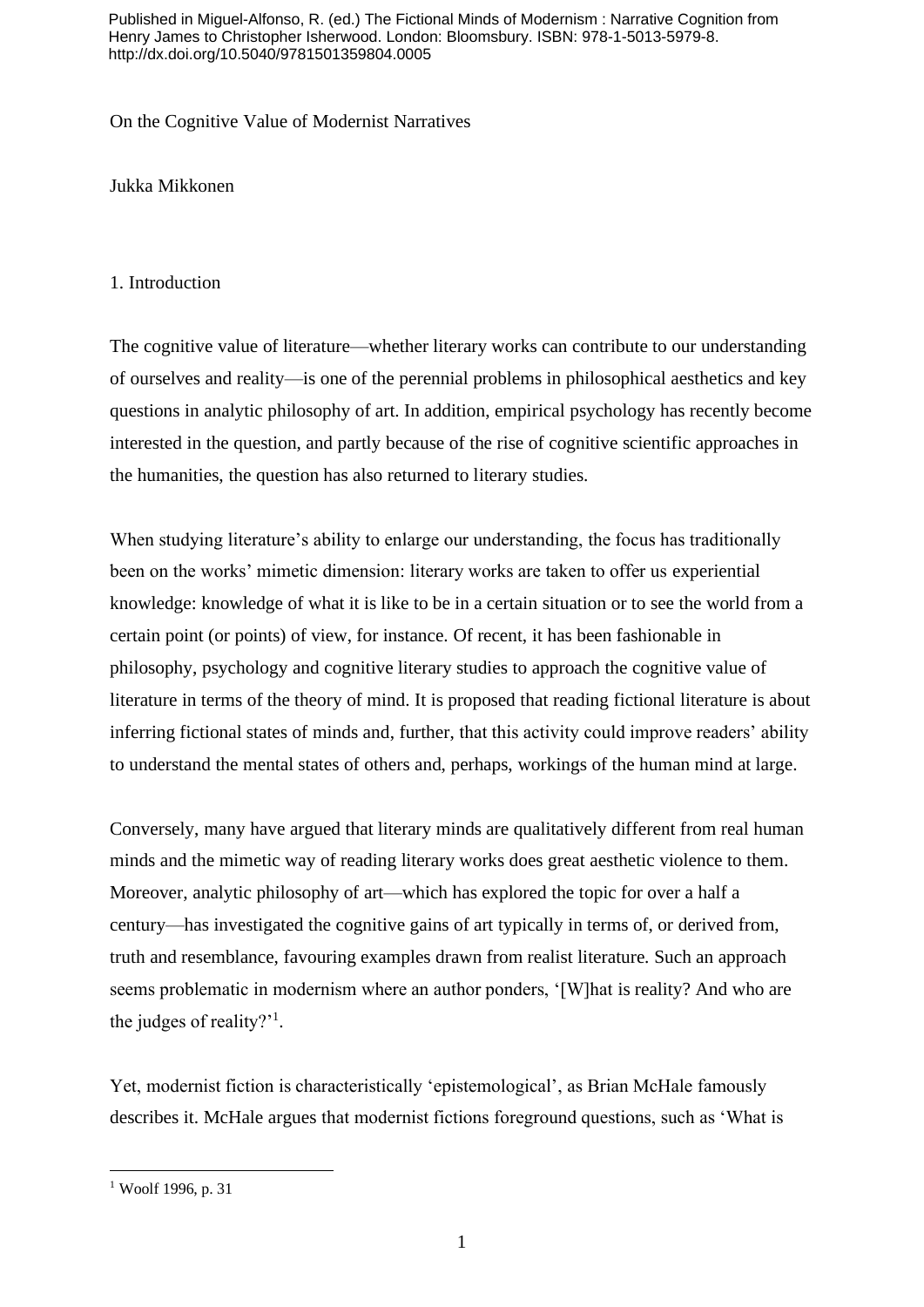Published in Miguel-Alfonso, R. (ed.) The Fictional Minds of Modernism : Narrative Cognition from Henry James to Christopher Isherwood. London: Bloomsbury. ISBN: 978-1-5013-5979-8. http://dx.doi.org/10.5040/9781501359804.0005

# On the Cognitive Value of Modernist Narratives

Jukka Mikkonen

## 1. Introduction

The cognitive value of literature—whether literary works can contribute to our understanding of ourselves and reality—is one of the perennial problems in philosophical aesthetics and key questions in analytic philosophy of art. In addition, empirical psychology has recently become interested in the question, and partly because of the rise of cognitive scientific approaches in the humanities, the question has also returned to literary studies.

When studying literature's ability to enlarge our understanding, the focus has traditionally been on the works' mimetic dimension: literary works are taken to offer us experiential knowledge: knowledge of what it is like to be in a certain situation or to see the world from a certain point (or points) of view, for instance. Of recent, it has been fashionable in philosophy, psychology and cognitive literary studies to approach the cognitive value of literature in terms of the theory of mind. It is proposed that reading fictional literature is about inferring fictional states of minds and, further, that this activity could improve readers' ability to understand the mental states of others and, perhaps, workings of the human mind at large.

Conversely, many have argued that literary minds are qualitatively different from real human minds and the mimetic way of reading literary works does great aesthetic violence to them. Moreover, analytic philosophy of art—which has explored the topic for over a half a century—has investigated the cognitive gains of art typically in terms of, or derived from, truth and resemblance, favouring examples drawn from realist literature. Such an approach seems problematic in modernism where an author ponders, '[W]hat is reality? And who are the judges of reality?'[1].

Yet, modernist fiction is characteristically 'epistemological', as Brian McHale famously describes it. McHale argues that modernist fictions foreground questions, such as 'What is

[1] Woolf 1996, p. 31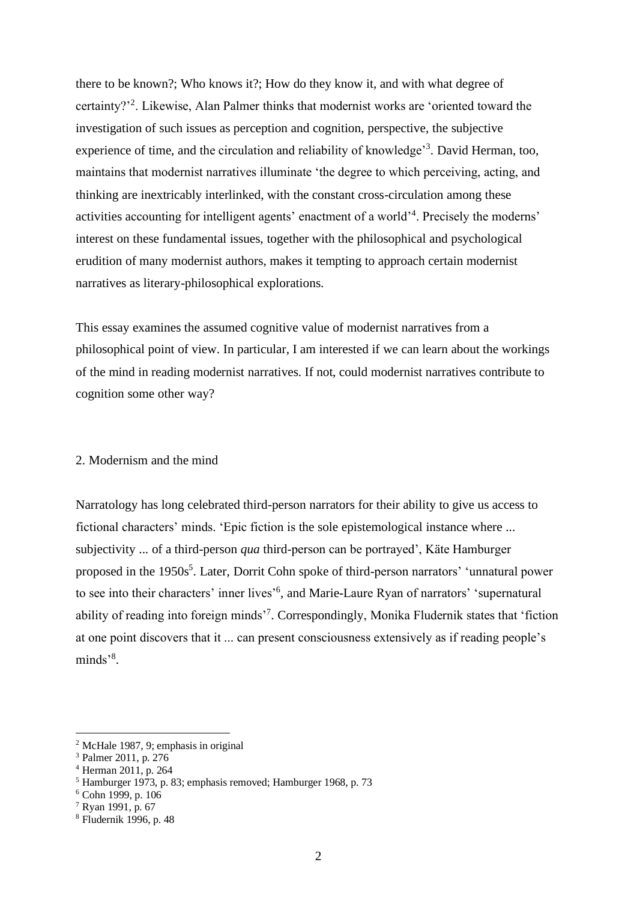there to be known?; Who knows it?; How do they know it, and with what degree of certainty?'[2]. Likewise, Alan Palmer thinks that modernist works are 'oriented toward the investigation of such issues as perception and cognition, perspective, the subjective experience of time, and the circulation and reliability of knowledge'[3]. David Herman, too, maintains that modernist narratives illuminate 'the degree to which perceiving, acting, and thinking are inextricably interlinked, with the constant cross-circulation among these activities accounting for intelligent agents' enactment of a world'[4]. Precisely the moderns' interest on these fundamental issues, together with the philosophical and psychological erudition of many modernist authors, makes it tempting to approach certain modernist narratives as literary-philosophical explorations.

This essay examines the assumed cognitive value of modernist narratives from a philosophical point of view. In particular, I am interested if we can learn about the workings of the mind in reading modernist narratives. If not, could modernist narratives contribute to cognition some other way?

## 2. Modernism and the mind

Narratology has long celebrated third-person narrators for their ability to give us access to fictional characters' minds. 'Epic fiction is the sole epistemological instance where ... subjectivity ... of a third-person *qua* third-person can be portrayed', Käte Hamburger proposed in the 1950s[5]. Later, Dorrit Cohn spoke of third-person narrators' 'unnatural power to see into their characters' inner lives'[6], and Marie-Laure Ryan of narrators' 'supernatural ability of reading into foreign minds'[7]. Correspondingly, Monika Fludernik states that 'fiction at one point discovers that it ... can present consciousness extensively as if reading people's minds'[8].

---

[2] McHale 1987, 9; emphasis in original

[3] Palmer 2011, p. 276

[4] Herman 2011, p. 264

[5] Hamburger 1973, p. 83; emphasis removed; Hamburger 1968, p. 73

[6] Cohn 1999, p. 106

[7] Ryan 1991, p. 67

[8] Fludernik 1996, p. 48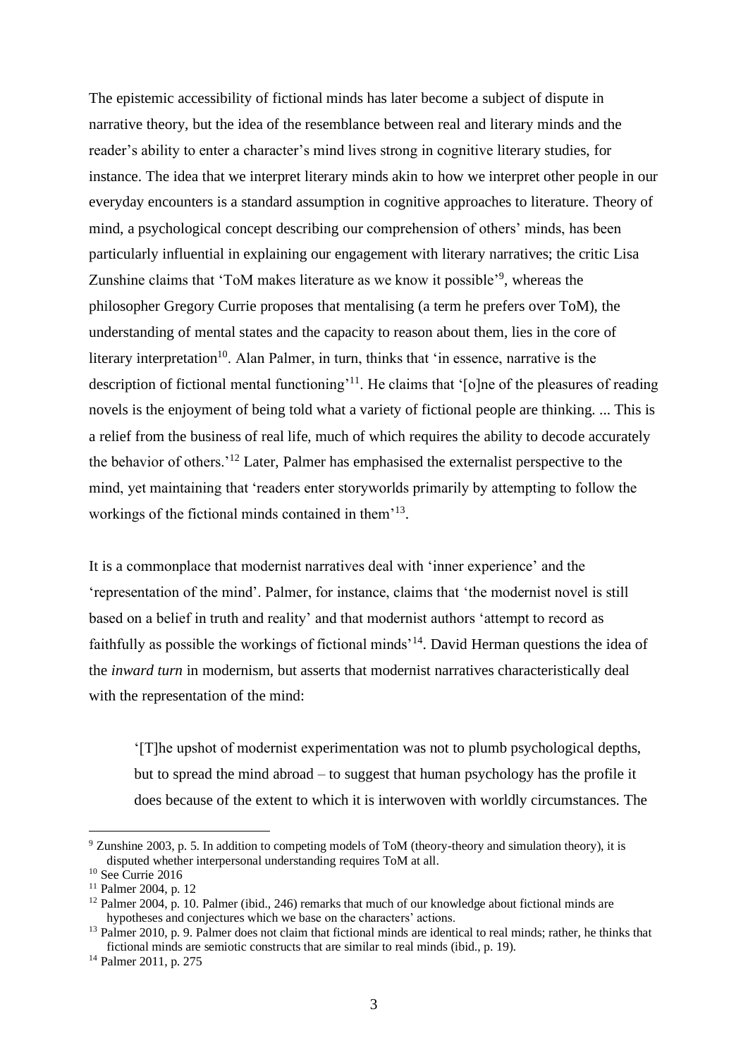The epistemic accessibility of fictional minds has later become a subject of dispute in narrative theory, but the idea of the resemblance between real and literary minds and the reader's ability to enter a character's mind lives strong in cognitive literary studies, for instance. The idea that we interpret literary minds akin to how we interpret other people in our everyday encounters is a standard assumption in cognitive approaches to literature. Theory of mind, a psychological concept describing our comprehension of others' minds, has been particularly influential in explaining our engagement with literary narratives; the critic Lisa Zunshine claims that 'ToM makes literature as we know it possible'[9], whereas the philosopher Gregory Currie proposes that mentalising (a term he prefers over ToM), the understanding of mental states and the capacity to reason about them, lies in the core of literary interpretation[10]. Alan Palmer, in turn, thinks that 'in essence, narrative is the description of fictional mental functioning'[11]. He claims that '[o]ne of the pleasures of reading novels is the enjoyment of being told what a variety of fictional people are thinking. ... This is a relief from the business of real life, much of which requires the ability to decode accurately the behavior of others.'[12] Later, Palmer has emphasised the externalist perspective to the mind, yet maintaining that 'readers enter storyworlds primarily by attempting to follow the workings of the fictional minds contained in them'[13].

It is a commonplace that modernist narratives deal with 'inner experience' and the 'representation of the mind'. Palmer, for instance, claims that 'the modernist novel is still based on a belief in truth and reality' and that modernist authors 'attempt to record as faithfully as possible the workings of fictional minds'[14]. David Herman questions the idea of the *inward turn* in modernism, but asserts that modernist narratives characteristically deal with the representation of the mind:

> '[T]he upshot of modernist experimentation was not to plumb psychological depths, but to spread the mind abroad – to suggest that human psychology has the profile it does because of the extent to which it is interwoven with worldly circumstances. The

---

[9] Zunshine 2003, p. 5. In addition to competing models of ToM (theory-theory and simulation theory), it is disputed whether interpersonal understanding requires ToM at all.

[10] See Currie 2016

[11] Palmer 2004, p. 12

[12] Palmer 2004, p. 10. Palmer (ibid., 246) remarks that much of our knowledge about fictional minds are hypotheses and conjectures which we base on the characters' actions.

[13] Palmer 2010, p. 9. Palmer does not claim that fictional minds are identical to real minds; rather, he thinks that fictional minds are semiotic constructs that are similar to real minds (ibid., p. 19).

[14] Palmer 2011, p. 275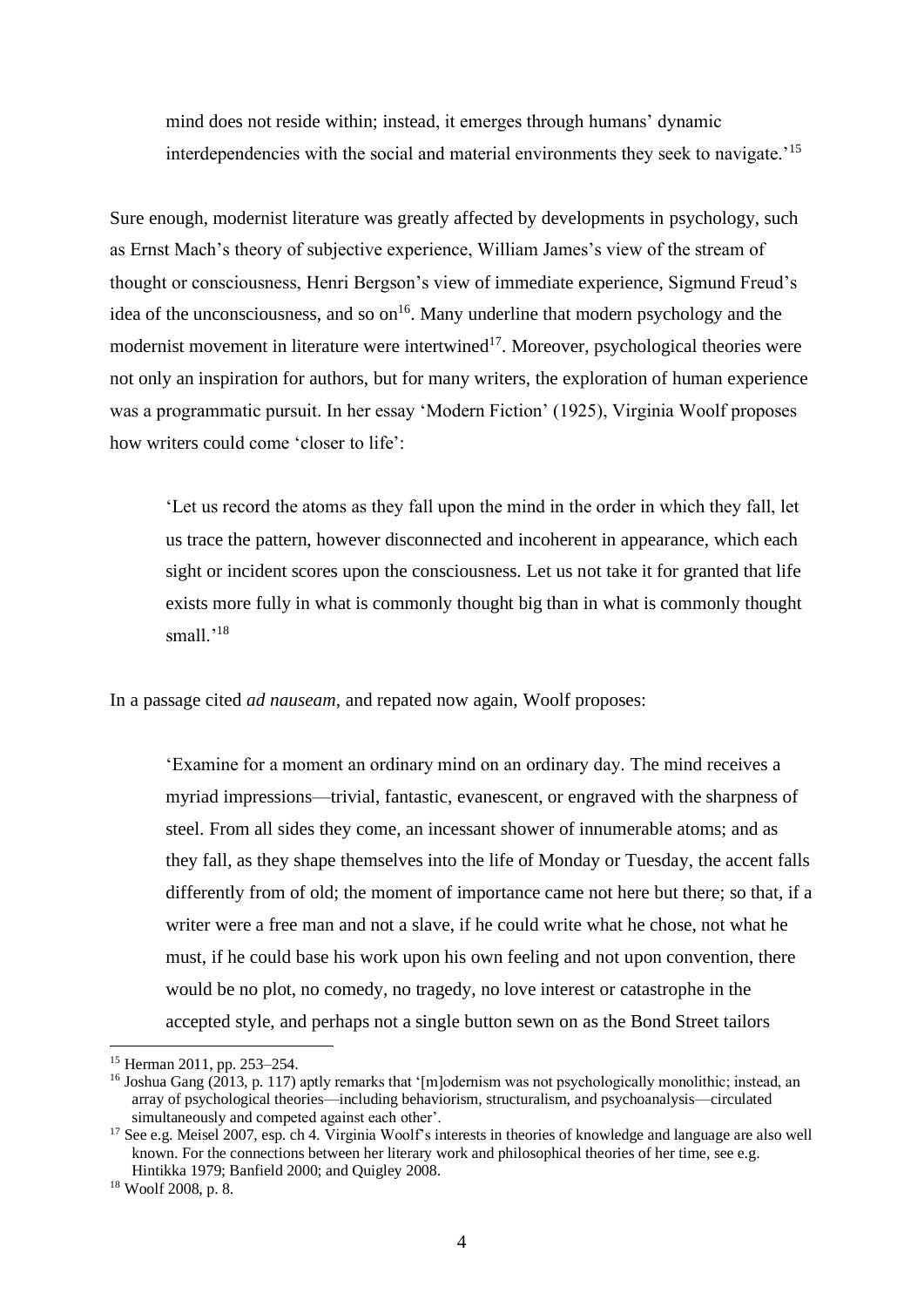> mind does not reside within; instead, it emerges through humans' dynamic interdependencies with the social and material environments they seek to navigate.'[15]

Sure enough, modernist literature was greatly affected by developments in psychology, such as Ernst Mach's theory of subjective experience, William James's view of the stream of thought or consciousness, Henri Bergson's view of immediate experience, Sigmund Freud's idea of the unconsciousness, and so on[16]. Many underline that modern psychology and the modernist movement in literature were intertwined[17]. Moreover, psychological theories were not only an inspiration for authors, but for many writers, the exploration of human experience was a programmatic pursuit. In her essay 'Modern Fiction' (1925), Virginia Woolf proposes how writers could come 'closer to life':

> 'Let us record the atoms as they fall upon the mind in the order in which they fall, let us trace the pattern, however disconnected and incoherent in appearance, which each sight or incident scores upon the consciousness. Let us not take it for granted that life exists more fully in what is commonly thought big than in what is commonly thought small.'[18]

In a passage cited *ad nauseam*, and repated now again, Woolf proposes:

> 'Examine for a moment an ordinary mind on an ordinary day. The mind receives a myriad impressions—trivial, fantastic, evanescent, or engraved with the sharpness of steel. From all sides they come, an incessant shower of innumerable atoms; and as they fall, as they shape themselves into the life of Monday or Tuesday, the accent falls differently from of old; the moment of importance came not here but there; so that, if a writer were a free man and not a slave, if he could write what he chose, not what he must, if he could base his work upon his own feeling and not upon convention, there would be no plot, no comedy, no tragedy, no love interest or catastrophe in the accepted style, and perhaps not a single button sewn on as the Bond Street tailors

---

[15] Herman 2011, pp. 253–254.

[16] Joshua Gang (2013, p. 117) aptly remarks that '[m]odernism was not psychologically monolithic; instead, an array of psychological theories—including behaviorism, structuralism, and psychoanalysis—circulated simultaneously and competed against each other'.

[17] See e.g. Meisel 2007, esp. ch 4. Virginia Woolf's interests in theories of knowledge and language are also well known. For the connections between her literary work and philosophical theories of her time, see e.g. Hintikka 1979; Banfield 2000; and Quigley 2008.

[18] Woolf 2008, p. 8.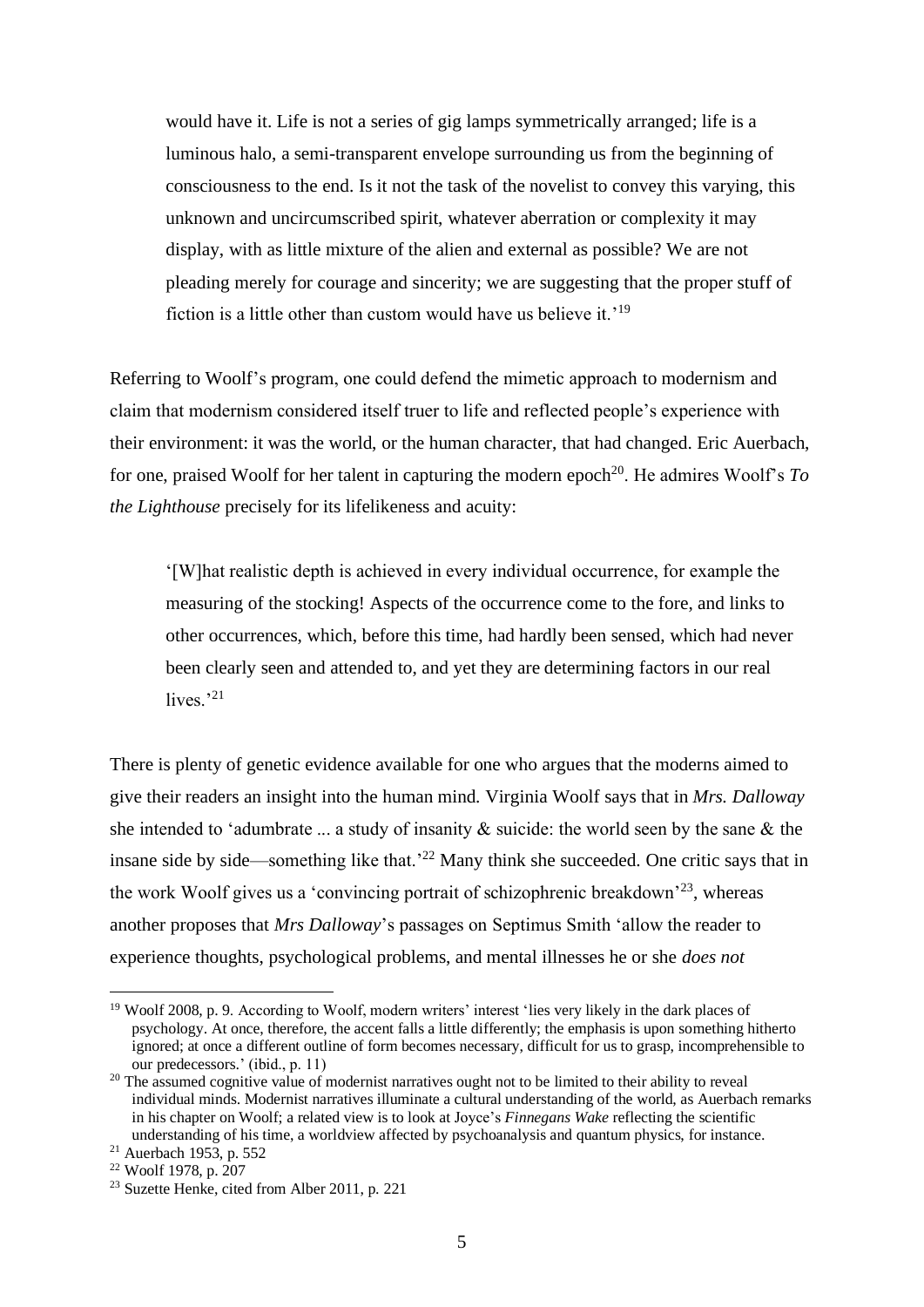> would have it. Life is not a series of gig lamps symmetrically arranged; life is a luminous halo, a semi-transparent envelope surrounding us from the beginning of consciousness to the end. Is it not the task of the novelist to convey this varying, this unknown and uncircumscribed spirit, whatever aberration or complexity it may display, with as little mixture of the alien and external as possible? We are not pleading merely for courage and sincerity; we are suggesting that the proper stuff of fiction is a little other than custom would have us believe it.'[19]

Referring to Woolf's program, one could defend the mimetic approach to modernism and claim that modernism considered itself truer to life and reflected people's experience with their environment: it was the world, or the human character, that had changed. Eric Auerbach, for one, praised Woolf for her talent in capturing the modern epoch[20]. He admires Woolf's *To the Lighthouse* precisely for its lifelikeness and acuity:

> '[W]hat realistic depth is achieved in every individual occurrence, for example the measuring of the stocking! Aspects of the occurrence come to the fore, and links to other occurrences, which, before this time, had hardly been sensed, which had never been clearly seen and attended to, and yet they are determining factors in our real lives.'[21]

There is plenty of genetic evidence available for one who argues that the moderns aimed to give their readers an insight into the human mind. Virginia Woolf says that in *Mrs. Dalloway* she intended to 'adumbrate ... a study of insanity & suicide: the world seen by the sane & the insane side by side—something like that.'[22] Many think she succeeded. One critic says that in the work Woolf gives us a 'convincing portrait of schizophrenic breakdown'[23], whereas another proposes that *Mrs Dalloway*'s passages on Septimus Smith 'allow the reader to experience thoughts, psychological problems, and mental illnesses he or she *does not*

---

[19] Woolf 2008, p. 9. According to Woolf, modern writers' interest 'lies very likely in the dark places of psychology. At once, therefore, the accent falls a little differently; the emphasis is upon something hitherto ignored; at once a different outline of form becomes necessary, difficult for us to grasp, incomprehensible to our predecessors.' (ibid., p. 11)

[20] The assumed cognitive value of modernist narratives ought not to be limited to their ability to reveal individual minds. Modernist narratives illuminate a cultural understanding of the world, as Auerbach remarks in his chapter on Woolf; a related view is to look at Joyce's *Finnegans Wake* reflecting the scientific understanding of his time, a worldview affected by psychoanalysis and quantum physics, for instance.

[21] Auerbach 1953, p. 552

[22] Woolf 1978, p. 207

[23] Suzette Henke, cited from Alber 2011, p. 221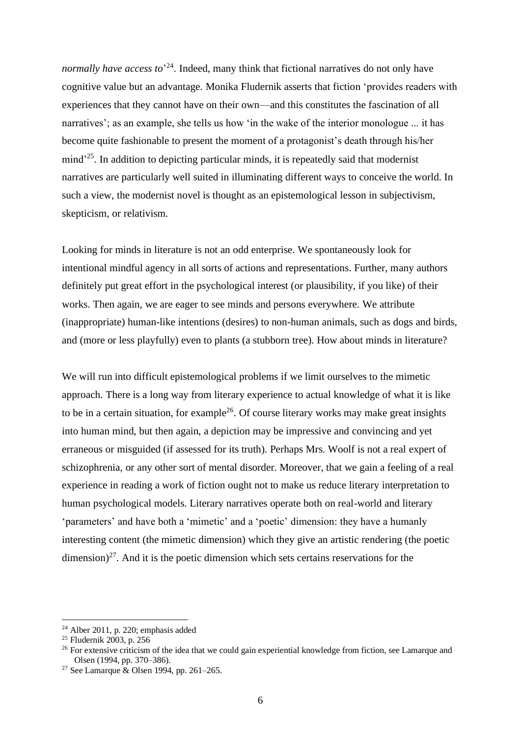*normally have access to*'[24]. Indeed, many think that fictional narratives do not only have cognitive value but an advantage. Monika Fludernik asserts that fiction 'provides readers with experiences that they cannot have on their own—and this constitutes the fascination of all narratives'; as an example, she tells us how 'in the wake of the interior monologue ... it has become quite fashionable to present the moment of a protagonist's death through his/her mind'[25]. In addition to depicting particular minds, it is repeatedly said that modernist narratives are particularly well suited in illuminating different ways to conceive the world. In such a view, the modernist novel is thought as an epistemological lesson in subjectivism, skepticism, or relativism.

Looking for minds in literature is not an odd enterprise. We spontaneously look for intentional mindful agency in all sorts of actions and representations. Further, many authors definitely put great effort in the psychological interest (or plausibility, if you like) of their works. Then again, we are eager to see minds and persons everywhere. We attribute (inappropriate) human-like intentions (desires) to non-human animals, such as dogs and birds, and (more or less playfully) even to plants (a stubborn tree). How about minds in literature?

We will run into difficult epistemological problems if we limit ourselves to the mimetic approach. There is a long way from literary experience to actual knowledge of what it is like to be in a certain situation, for example[26]. Of course literary works may make great insights into human mind, but then again, a depiction may be impressive and convincing and yet erraneous or misguided (if assessed for its truth). Perhaps Mrs. Woolf is not a real expert of schizophrenia, or any other sort of mental disorder. Moreover, that we gain a feeling of a real experience in reading a work of fiction ought not to make us reduce literary interpretation to human psychological models. Literary narratives operate both on real-world and literary 'parameters' and have both a 'mimetic' and a 'poetic' dimension: they have a humanly interesting content (the mimetic dimension) which they give an artistic rendering (the poetic dimension)[27]. And it is the poetic dimension which sets certains reservations for the

---

[24] Alber 2011, p. 220; emphasis added

[25] Fludernik 2003, p. 256

[26] For extensive criticism of the idea that we could gain experiential knowledge from fiction, see Lamarque and Olsen (1994, pp. 370–386).

[27] See Lamarque & Olsen 1994, pp. 261–265.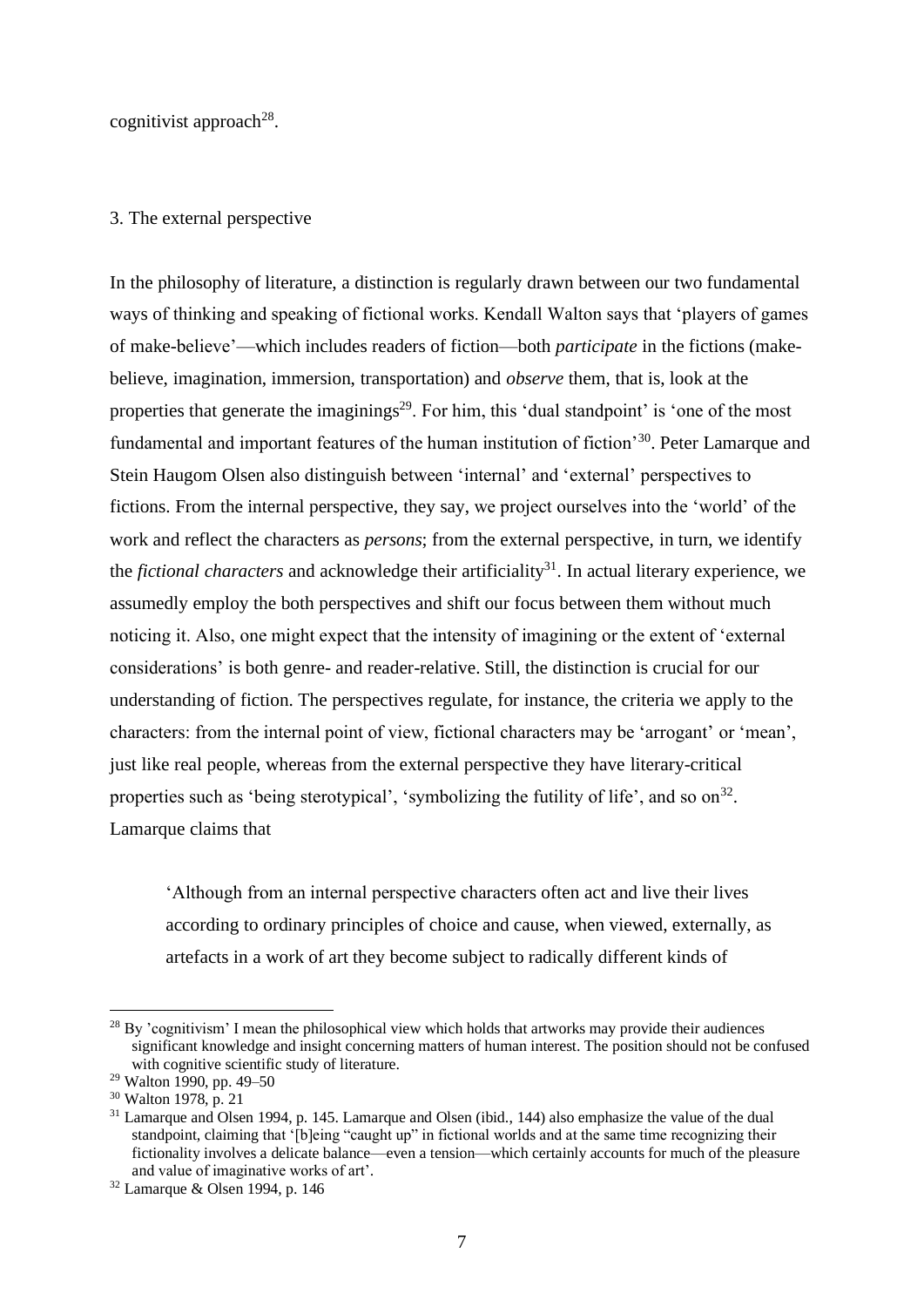cognitivist approach[28].

## 3. The external perspective

In the philosophy of literature, a distinction is regularly drawn between our two fundamental ways of thinking and speaking of fictional works. Kendall Walton says that 'players of games of make-believe'—which includes readers of fiction—both *participate* in the fictions (make-believe, imagination, immersion, transportation) and *observe* them, that is, look at the properties that generate the imaginings[29]. For him, this 'dual standpoint' is 'one of the most fundamental and important features of the human institution of fiction'[30]. Peter Lamarque and Stein Haugom Olsen also distinguish between 'internal' and 'external' perspectives to fictions. From the internal perspective, they say, we project ourselves into the 'world' of the work and reflect the characters as *persons*; from the external perspective, in turn, we identify the *fictional characters* and acknowledge their artificiality[31]. In actual literary experience, we assumedly employ the both perspectives and shift our focus between them without much noticing it. Also, one might expect that the intensity of imagining or the extent of 'external considerations' is both genre- and reader-relative. Still, the distinction is crucial for our understanding of fiction. The perspectives regulate, for instance, the criteria we apply to the characters: from the internal point of view, fictional characters may be 'arrogant' or 'mean', just like real people, whereas from the external perspective they have literary-critical properties such as 'being sterotypical', 'symbolizing the futility of life', and so on[32]. Lamarque claims that

> 'Although from an internal perspective characters often act and live their lives according to ordinary principles of choice and cause, when viewed, externally, as artefacts in a work of art they become subject to radically different kinds of

---

[28] By 'cognitivism' I mean the philosophical view which holds that artworks may provide their audiences significant knowledge and insight concerning matters of human interest. The position should not be confused with cognitive scientific study of literature.

[29] Walton 1990, pp. 49–50

[30] Walton 1978, p. 21

[31] Lamarque and Olsen 1994, p. 145. Lamarque and Olsen (ibid., 144) also emphasize the value of the dual standpoint, claiming that '[b]eing "caught up" in fictional worlds and at the same time recognizing their fictionality involves a delicate balance—even a tension—which certainly accounts for much of the pleasure and value of imaginative works of art'.

[32] Lamarque & Olsen 1994, p. 146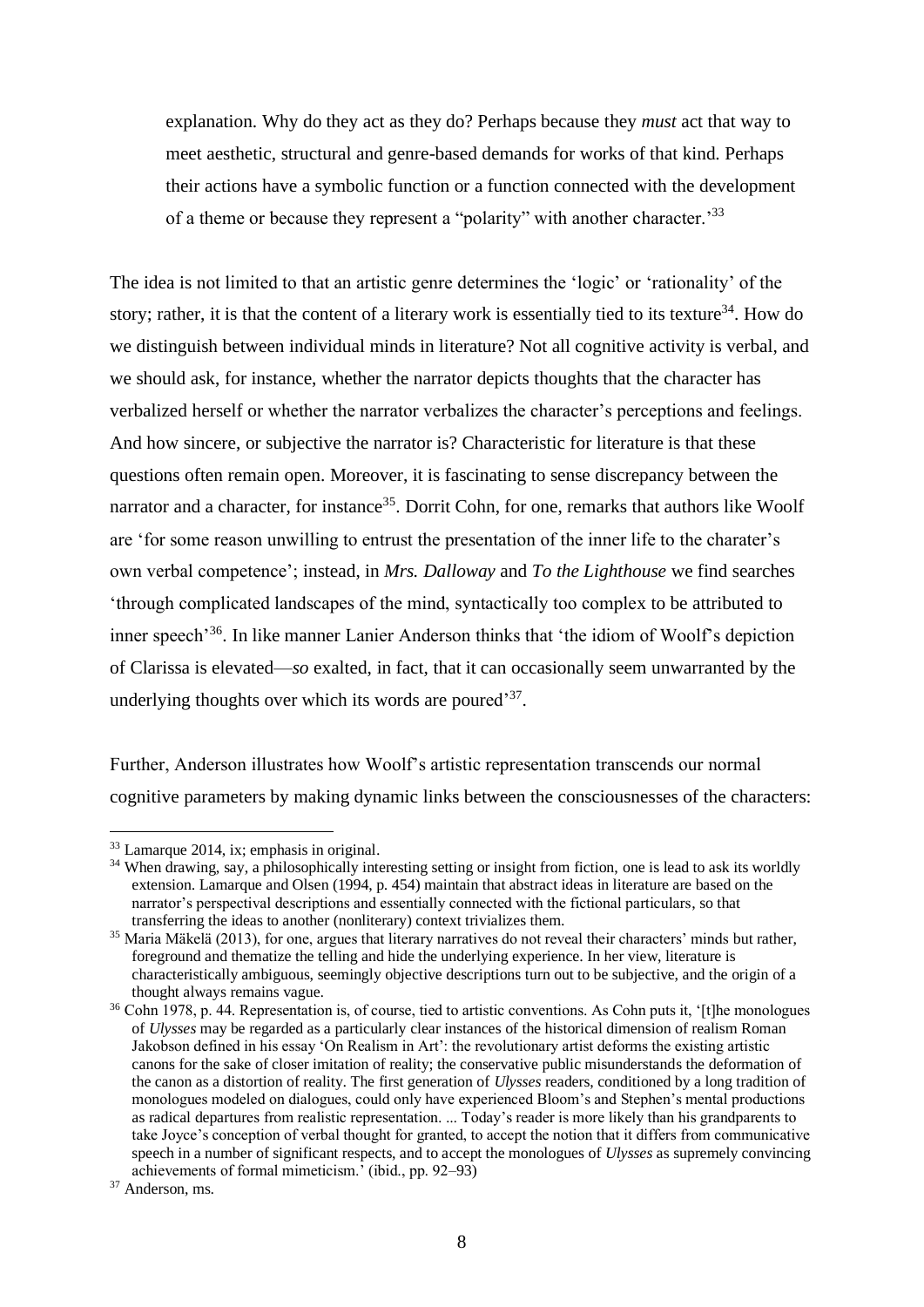explanation. Why do they act as they do? Perhaps because they *must* act that way to meet aesthetic, structural and genre-based demands for works of that kind. Perhaps their actions have a symbolic function or a function connected with the development of a theme or because they represent a "polarity" with another character.'[33]

The idea is not limited to that an artistic genre determines the 'logic' or 'rationality' of the story; rather, it is that the content of a literary work is essentially tied to its texture[34]. How do we distinguish between individual minds in literature? Not all cognitive activity is verbal, and we should ask, for instance, whether the narrator depicts thoughts that the character has verbalized herself or whether the narrator verbalizes the character's perceptions and feelings. And how sincere, or subjective the narrator is? Characteristic for literature is that these questions often remain open. Moreover, it is fascinating to sense discrepancy between the narrator and a character, for instance[35]. Dorrit Cohn, for one, remarks that authors like Woolf are 'for some reason unwilling to entrust the presentation of the inner life to the charater's own verbal competence'; instead, in *Mrs. Dalloway* and *To the Lighthouse* we find searches 'through complicated landscapes of the mind, syntactically too complex to be attributed to inner speech'[36]. In like manner Lanier Anderson thinks that 'the idiom of Woolf's depiction of Clarissa is elevated—*so* exalted, in fact, that it can occasionally seem unwarranted by the underlying thoughts over which its words are poured'[37].

Further, Anderson illustrates how Woolf's artistic representation transcends our normal cognitive parameters by making dynamic links between the consciousnesses of the characters:

---

[33] Lamarque 2014, ix; emphasis in original.

[34] When drawing, say, a philosophically interesting setting or insight from fiction, one is lead to ask its worldly extension. Lamarque and Olsen (1994, p. 454) maintain that abstract ideas in literature are based on the narrator's perspectival descriptions and essentially connected with the fictional particulars, so that transferring the ideas to another (nonliterary) context trivializes them.

[35] Maria Mäkelä (2013), for one, argues that literary narratives do not reveal their characters' minds but rather, foreground and thematize the telling and hide the underlying experience. In her view, literature is characteristically ambiguous, seemingly objective descriptions turn out to be subjective, and the origin of a thought always remains vague.

[36] Cohn 1978, p. 44. Representation is, of course, tied to artistic conventions. As Cohn puts it, '[t]he monologues of *Ulysses* may be regarded as a particularly clear instances of the historical dimension of realism Roman Jakobson defined in his essay 'On Realism in Art': the revolutionary artist deforms the existing artistic canons for the sake of closer imitation of reality; the conservative public misunderstands the deformation of the canon as a distortion of reality. The first generation of *Ulysses* readers, conditioned by a long tradition of monologues modeled on dialogues, could only have experienced Bloom's and Stephen's mental productions as radical departures from realistic representation. ... Today's reader is more likely than his grandparents to take Joyce's conception of verbal thought for granted, to accept the notion that it differs from communicative speech in a number of significant respects, and to accept the monologues of *Ulysses* as supremely convincing achievements of formal mimeticism.' (ibid., pp. 92–93)

[37] Anderson, ms.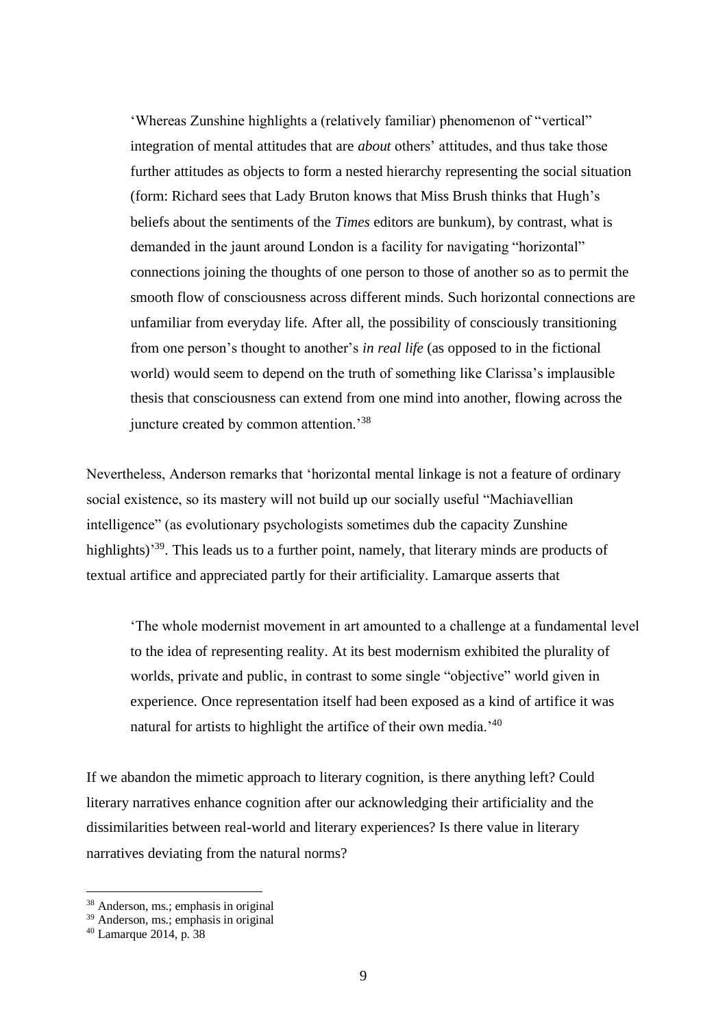> 'Whereas Zunshine highlights a (relatively familiar) phenomenon of "vertical" integration of mental attitudes that are *about* others' attitudes, and thus take those further attitudes as objects to form a nested hierarchy representing the social situation (form: Richard sees that Lady Bruton knows that Miss Brush thinks that Hugh's beliefs about the sentiments of the *Times* editors are bunkum), by contrast, what is demanded in the jaunt around London is a facility for navigating "horizontal" connections joining the thoughts of one person to those of another so as to permit the smooth flow of consciousness across different minds. Such horizontal connections are unfamiliar from everyday life. After all, the possibility of consciously transitioning from one person's thought to another's *in real life* (as opposed to in the fictional world) would seem to depend on the truth of something like Clarissa's implausible thesis that consciousness can extend from one mind into another, flowing across the juncture created by common attention.'[38]

Nevertheless, Anderson remarks that 'horizontal mental linkage is not a feature of ordinary social existence, so its mastery will not build up our socially useful "Machiavellian intelligence" (as evolutionary psychologists sometimes dub the capacity Zunshine highlights)'[39]. This leads us to a further point, namely, that literary minds are products of textual artifice and appreciated partly for their artificiality. Lamarque asserts that

> 'The whole modernist movement in art amounted to a challenge at a fundamental level to the idea of representing reality. At its best modernism exhibited the plurality of worlds, private and public, in contrast to some single "objective" world given in experience. Once representation itself had been exposed as a kind of artifice it was natural for artists to highlight the artifice of their own media.'[40]

If we abandon the mimetic approach to literary cognition, is there anything left? Could literary narratives enhance cognition after our acknowledging their artificiality and the dissimilarities between real-world and literary experiences? Is there value in literary narratives deviating from the natural norms?

---

[38] Anderson, ms.; emphasis in original

[39] Anderson, ms.; emphasis in original

[40] Lamarque 2014, p. 38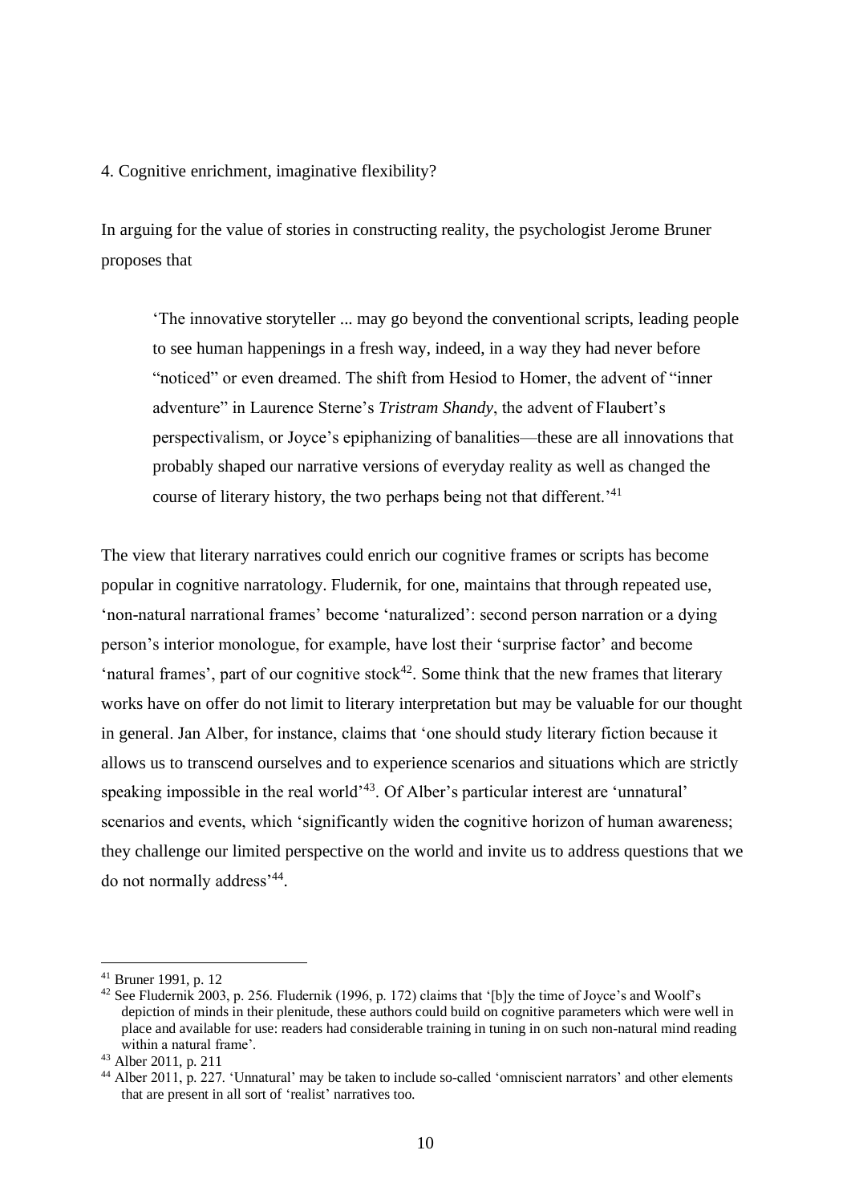## 4. Cognitive enrichment, imaginative flexibility?

In arguing for the value of stories in constructing reality, the psychologist Jerome Bruner proposes that

> 'The innovative storyteller ... may go beyond the conventional scripts, leading people to see human happenings in a fresh way, indeed, in a way they had never before "noticed" or even dreamed. The shift from Hesiod to Homer, the advent of "inner adventure" in Laurence Sterne's *Tristram Shandy*, the advent of Flaubert's perspectivalism, or Joyce's epiphanizing of banalities—these are all innovations that probably shaped our narrative versions of everyday reality as well as changed the course of literary history, the two perhaps being not that different.'[41]

The view that literary narratives could enrich our cognitive frames or scripts has become popular in cognitive narratology. Fludernik, for one, maintains that through repeated use, 'non-natural narrational frames' become 'naturalized': second person narration or a dying person's interior monologue, for example, have lost their 'surprise factor' and become 'natural frames', part of our cognitive stock[42]. Some think that the new frames that literary works have on offer do not limit to literary interpretation but may be valuable for our thought in general. Jan Alber, for instance, claims that 'one should study literary fiction because it allows us to transcend ourselves and to experience scenarios and situations which are strictly speaking impossible in the real world'[43]. Of Alber's particular interest are 'unnatural' scenarios and events, which 'significantly widen the cognitive horizon of human awareness; they challenge our limited perspective on the world and invite us to address questions that we do not normally address'[44].

---

[41] Bruner 1991, p. 12

[42] See Fludernik 2003, p. 256. Fludernik (1996, p. 172) claims that '[b]y the time of Joyce's and Woolf's depiction of minds in their plenitude, these authors could build on cognitive parameters which were well in place and available for use: readers had considerable training in tuning in on such non-natural mind reading within a natural frame'.

[43] Alber 2011, p. 211

[44] Alber 2011, p. 227. 'Unnatural' may be taken to include so-called 'omniscient narrators' and other elements that are present in all sort of 'realist' narratives too.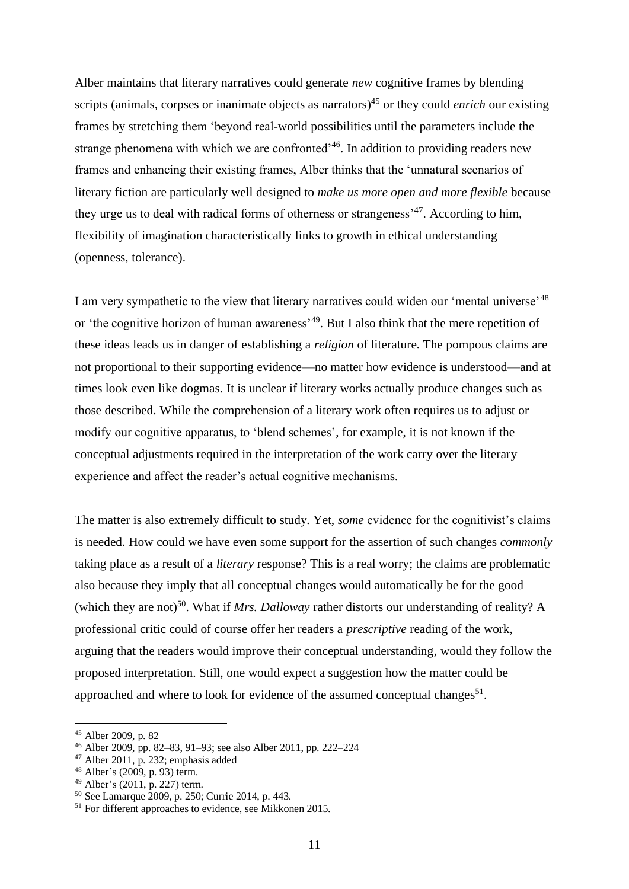Alber maintains that literary narratives could generate *new* cognitive frames by blending scripts (animals, corpses or inanimate objects as narrators)[45] or they could *enrich* our existing frames by stretching them 'beyond real-world possibilities until the parameters include the strange phenomena with which we are confronted'[46]. In addition to providing readers new frames and enhancing their existing frames, Alber thinks that the 'unnatural scenarios of literary fiction are particularly well designed to *make us more open and more flexible* because they urge us to deal with radical forms of otherness or strangeness'[47]. According to him, flexibility of imagination characteristically links to growth in ethical understanding (openness, tolerance).

I am very sympathetic to the view that literary narratives could widen our 'mental universe'[48] or 'the cognitive horizon of human awareness'[49]. But I also think that the mere repetition of these ideas leads us in danger of establishing a *religion* of literature. The pompous claims are not proportional to their supporting evidence—no matter how evidence is understood—and at times look even like dogmas. It is unclear if literary works actually produce changes such as those described. While the comprehension of a literary work often requires us to adjust or modify our cognitive apparatus, to 'blend schemes', for example, it is not known if the conceptual adjustments required in the interpretation of the work carry over the literary experience and affect the reader's actual cognitive mechanisms.

The matter is also extremely difficult to study. Yet, *some* evidence for the cognitivist's claims is needed. How could we have even some support for the assertion of such changes *commonly* taking place as a result of a *literary* response? This is a real worry; the claims are problematic also because they imply that all conceptual changes would automatically be for the good (which they are not)[50]. What if *Mrs. Dalloway* rather distorts our understanding of reality? A professional critic could of course offer her readers a *prescriptive* reading of the work, arguing that the readers would improve their conceptual understanding, would they follow the proposed interpretation. Still, one would expect a suggestion how the matter could be approached and where to look for evidence of the assumed conceptual changes[51].

---

[45] Alber 2009, p. 82

[46] Alber 2009, pp. 82–83, 91–93; see also Alber 2011, pp. 222–224

[47] Alber 2011, p. 232; emphasis added

[48] Alber's (2009, p. 93) term.

[49] Alber's (2011, p. 227) term.

[50] See Lamarque 2009, p. 250; Currie 2014, p. 443.

[51] For different approaches to evidence, see Mikkonen 2015.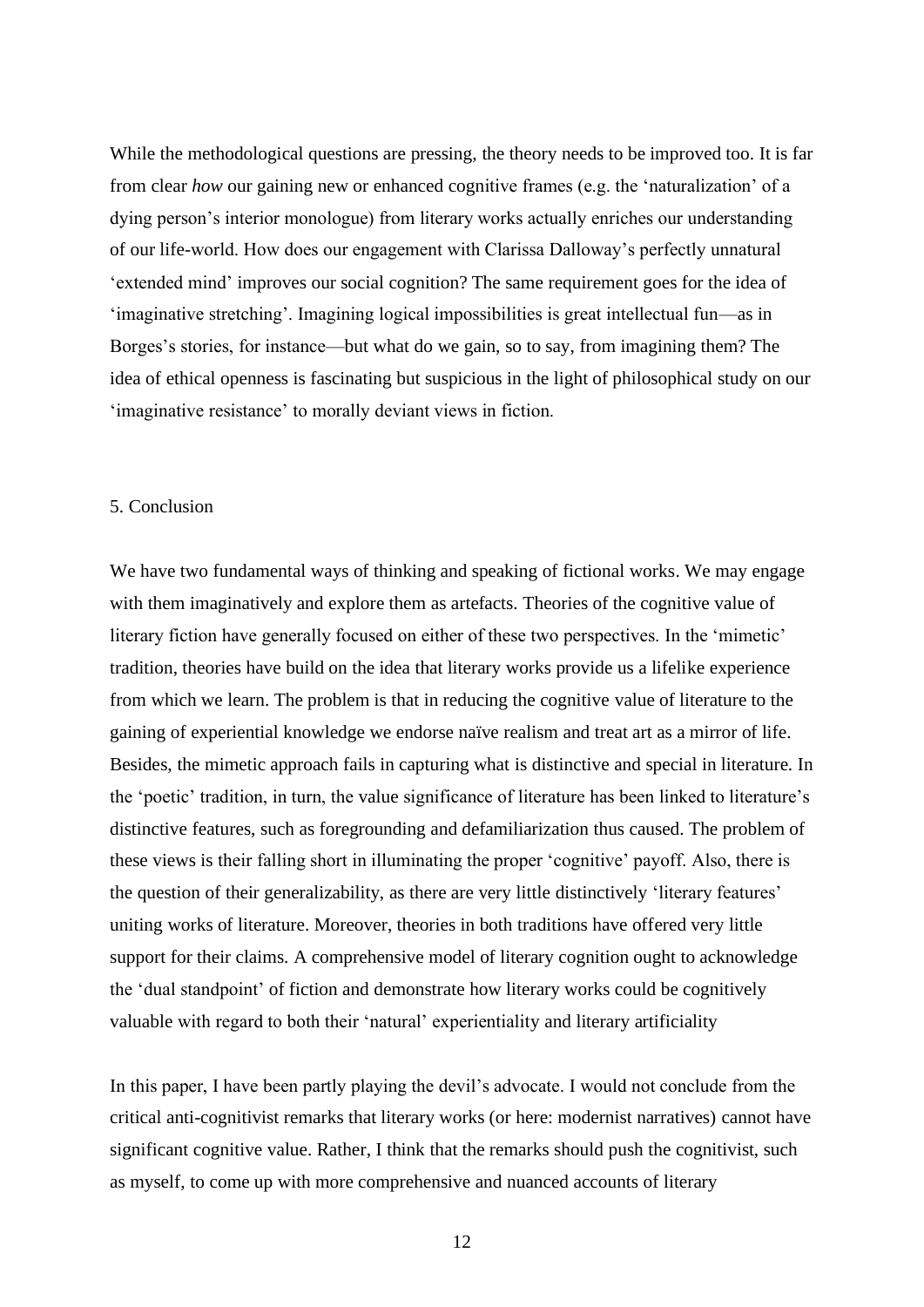While the methodological questions are pressing, the theory needs to be improved too. It is far from clear *how* our gaining new or enhanced cognitive frames (e.g. the 'naturalization' of a dying person's interior monologue) from literary works actually enriches our understanding of our life-world. How does our engagement with Clarissa Dalloway's perfectly unnatural 'extended mind' improves our social cognition? The same requirement goes for the idea of 'imaginative stretching'. Imagining logical impossibilities is great intellectual fun—as in Borges's stories, for instance—but what do we gain, so to say, from imagining them? The idea of ethical openness is fascinating but suspicious in the light of philosophical study on our 'imaginative resistance' to morally deviant views in fiction.

## 5. Conclusion

We have two fundamental ways of thinking and speaking of fictional works. We may engage with them imaginatively and explore them as artefacts. Theories of the cognitive value of literary fiction have generally focused on either of these two perspectives. In the 'mimetic' tradition, theories have build on the idea that literary works provide us a lifelike experience from which we learn. The problem is that in reducing the cognitive value of literature to the gaining of experiential knowledge we endorse naïve realism and treat art as a mirror of life. Besides, the mimetic approach fails in capturing what is distinctive and special in literature. In the 'poetic' tradition, in turn, the value significance of literature has been linked to literature's distinctive features, such as foregrounding and defamiliarization thus caused. The problem of these views is their falling short in illuminating the proper 'cognitive' payoff. Also, there is the question of their generalizability, as there are very little distinctively 'literary features' uniting works of literature. Moreover, theories in both traditions have offered very little support for their claims. A comprehensive model of literary cognition ought to acknowledge the 'dual standpoint' of fiction and demonstrate how literary works could be cognitively valuable with regard to both their 'natural' experientiality and literary artificiality

In this paper, I have been partly playing the devil's advocate. I would not conclude from the critical anti-cognitivist remarks that literary works (or here: modernist narratives) cannot have significant cognitive value. Rather, I think that the remarks should push the cognitivist, such as myself, to come up with more comprehensive and nuanced accounts of literary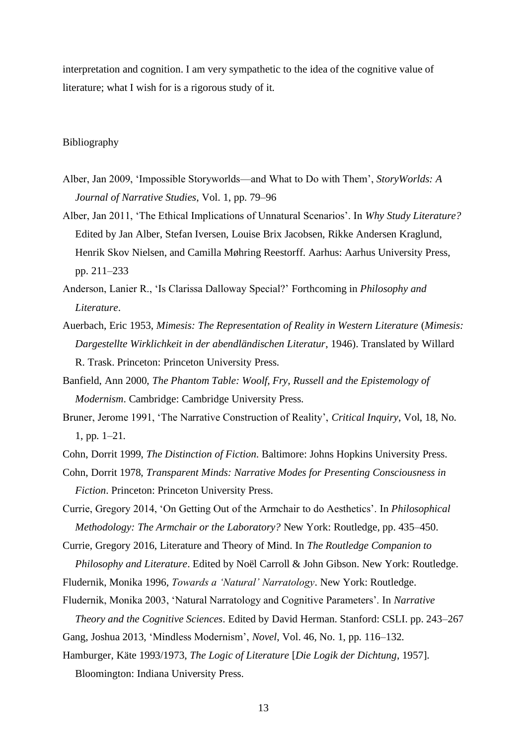interpretation and cognition. I am very sympathetic to the idea of the cognitive value of literature; what I wish for is a rigorous study of it.

Bibliography

Alber, Jan 2009, 'Impossible Storyworlds—and What to Do with Them', *StoryWorlds: A Journal of Narrative Studies*, Vol. 1, pp. 79–96

Alber, Jan 2011, 'The Ethical Implications of Unnatural Scenarios'. In *Why Study Literature?* Edited by Jan Alber, Stefan Iversen, Louise Brix Jacobsen, Rikke Andersen Kraglund, Henrik Skov Nielsen, and Camilla Møhring Reestorff. Aarhus: Aarhus University Press, pp. 211–233

Anderson, Lanier R., 'Is Clarissa Dalloway Special?' Forthcoming in *Philosophy and Literature*.

Auerbach, Eric 1953, *Mimesis: The Representation of Reality in Western Literature* (*Mimesis: Dargestellte Wirklichkeit in der abendländischen Literatur*, 1946). Translated by Willard R. Trask. Princeton: Princeton University Press.

Banfield, Ann 2000, *The Phantom Table: Woolf, Fry, Russell and the Epistemology of Modernism*. Cambridge: Cambridge University Press.

Bruner, Jerome 1991, 'The Narrative Construction of Reality', *Critical Inquiry*, Vol, 18, No. 1, pp. 1–21.

Cohn, Dorrit 1999, *The Distinction of Fiction*. Baltimore: Johns Hopkins University Press.

Cohn, Dorrit 1978, *Transparent Minds: Narrative Modes for Presenting Consciousness in Fiction*. Princeton: Princeton University Press.

Currie, Gregory 2014, 'On Getting Out of the Armchair to do Aesthetics'. In *Philosophical Methodology: The Armchair or the Laboratory?* New York: Routledge, pp. 435–450.

Currie, Gregory 2016, Literature and Theory of Mind. In *The Routledge Companion to Philosophy and Literature*. Edited by Noël Carroll & John Gibson. New York: Routledge.

Fludernik, Monika 1996, *Towards a 'Natural' Narratology*. New York: Routledge.

Fludernik, Monika 2003, 'Natural Narratology and Cognitive Parameters'. In *Narrative Theory and the Cognitive Sciences*. Edited by David Herman. Stanford: CSLI. pp. 243–267

Gang, Joshua 2013, 'Mindless Modernism', *Novel*, Vol. 46, No. 1, pp. 116–132.

Hamburger, Käte 1993/1973, *The Logic of Literature* [*Die Logik der Dichtung*, 1957]. Bloomington: Indiana University Press.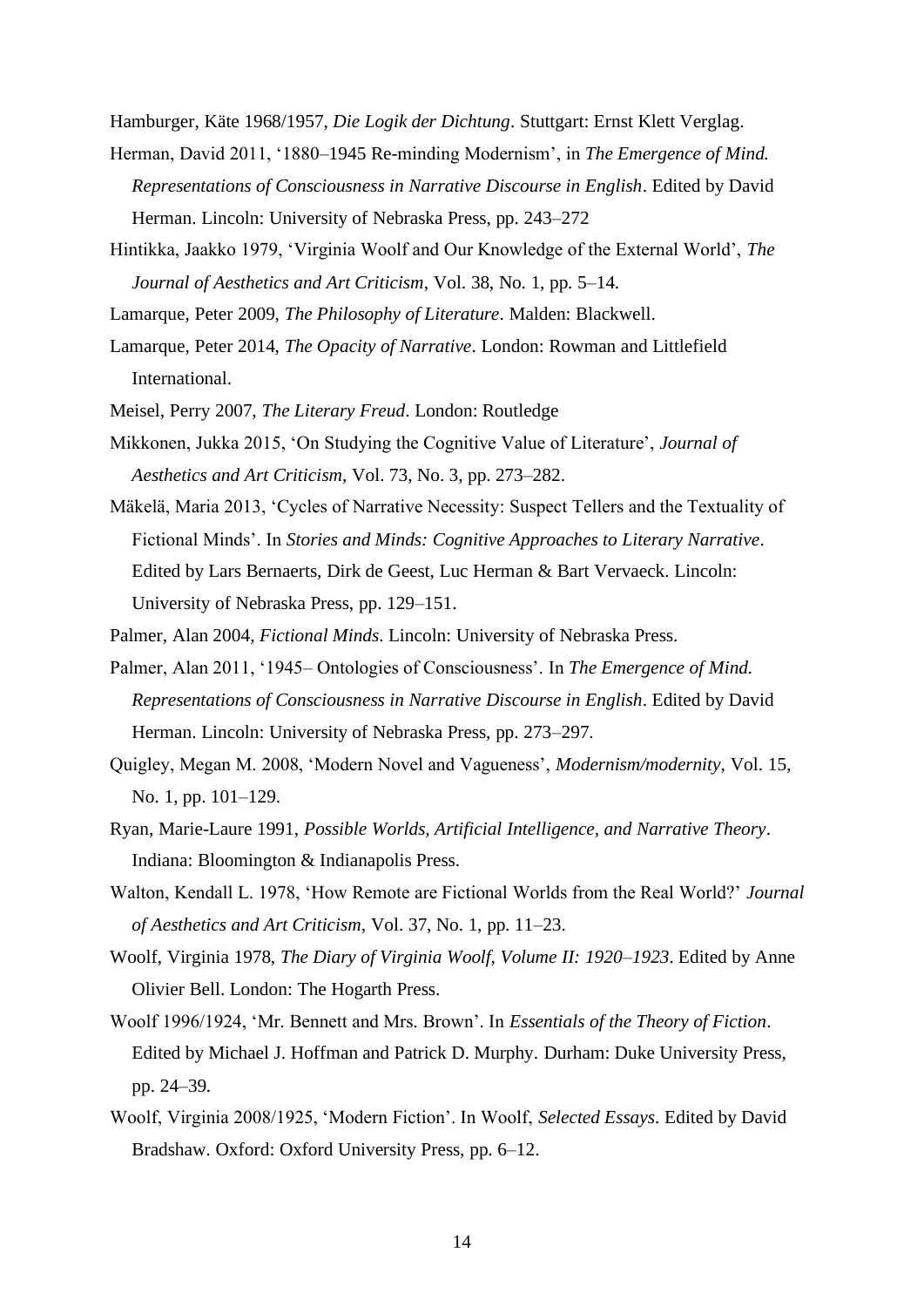Hamburger, Käte 1968/1957, *Die Logik der Dichtung*. Stuttgart: Ernst Klett Verglag.

Herman, David 2011, '1880–1945 Re-minding Modernism', in *The Emergence of Mind. Representations of Consciousness in Narrative Discourse in English*. Edited by David Herman. Lincoln: University of Nebraska Press, pp. 243–272

Hintikka, Jaakko 1979, 'Virginia Woolf and Our Knowledge of the External World', *The Journal of Aesthetics and Art Criticism*, Vol. 38, No. 1, pp. 5–14.

Lamarque, Peter 2009, *The Philosophy of Literature*. Malden: Blackwell.

Lamarque, Peter 2014, *The Opacity of Narrative*. London: Rowman and Littlefield International.

Meisel, Perry 2007, *The Literary Freud*. London: Routledge

Mikkonen, Jukka 2015, 'On Studying the Cognitive Value of Literature', *Journal of Aesthetics and Art Criticism*, Vol. 73, No. 3, pp. 273–282.

Mäkelä, Maria 2013, 'Cycles of Narrative Necessity: Suspect Tellers and the Textuality of Fictional Minds'. In *Stories and Minds: Cognitive Approaches to Literary Narrative*. Edited by Lars Bernaerts, Dirk de Geest, Luc Herman & Bart Vervaeck. Lincoln: University of Nebraska Press, pp. 129–151.

Palmer, Alan 2004, *Fictional Minds*. Lincoln: University of Nebraska Press.

Palmer, Alan 2011, '1945– Ontologies of Consciousness'. In *The Emergence of Mind. Representations of Consciousness in Narrative Discourse in English*. Edited by David Herman. Lincoln: University of Nebraska Press, pp. 273–297.

Quigley, Megan M. 2008, 'Modern Novel and Vagueness', *Modernism/modernity*, Vol. 15, No. 1, pp. 101–129.

Ryan, Marie-Laure 1991, *Possible Worlds, Artificial Intelligence, and Narrative Theory*. Indiana: Bloomington & Indianapolis Press.

Walton, Kendall L. 1978, 'How Remote are Fictional Worlds from the Real World?' *Journal of Aesthetics and Art Criticism*, Vol. 37, No. 1, pp. 11–23.

Woolf, Virginia 1978, *The Diary of Virginia Woolf, Volume II: 1920–1923*. Edited by Anne Olivier Bell. London: The Hogarth Press.

Woolf 1996/1924, 'Mr. Bennett and Mrs. Brown'. In *Essentials of the Theory of Fiction*. Edited by Michael J. Hoffman and Patrick D. Murphy. Durham: Duke University Press, pp. 24–39.

Woolf, Virginia 2008/1925, 'Modern Fiction'. In Woolf, *Selected Essays*. Edited by David Bradshaw. Oxford: Oxford University Press, pp. 6–12.